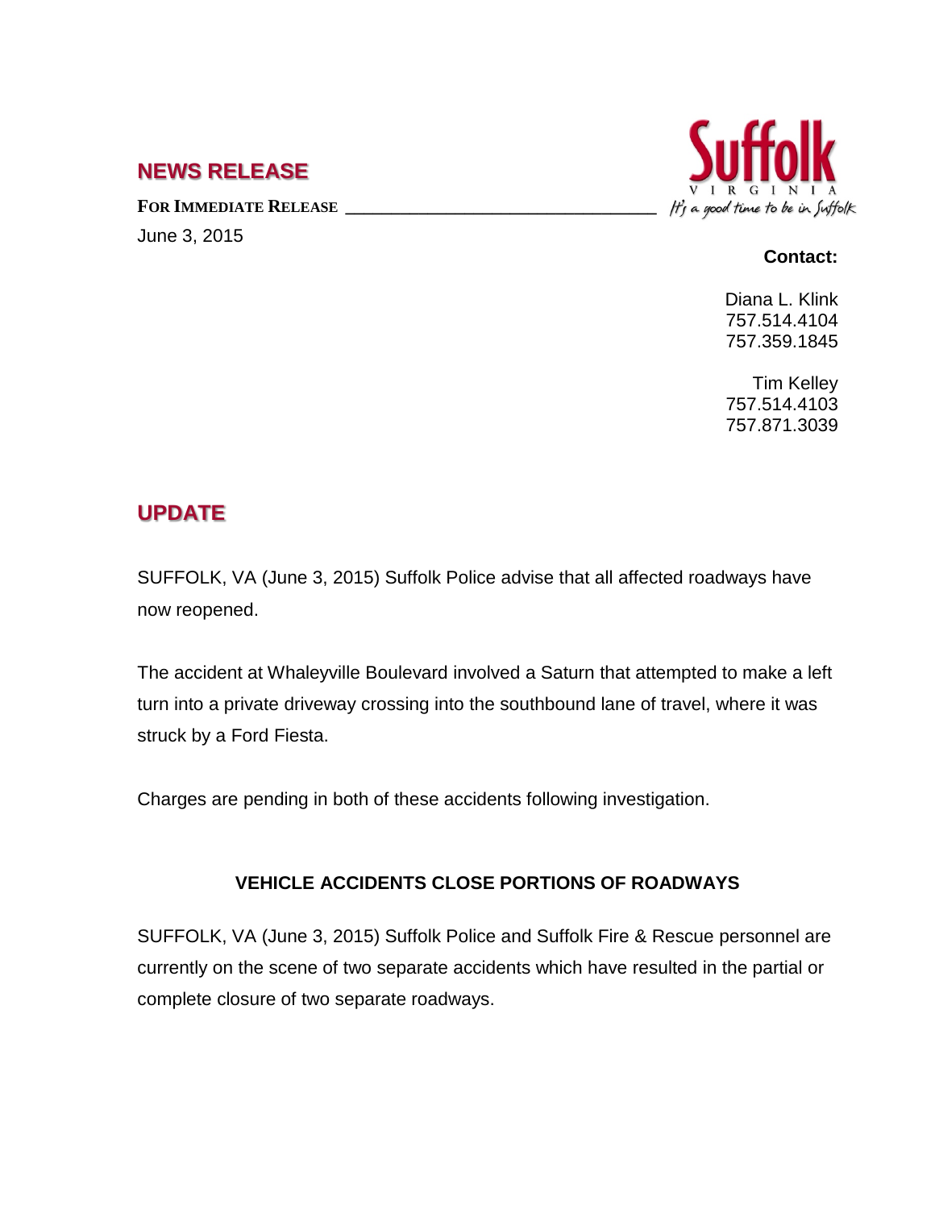## NEWS RELEASE

**FOR IMMEDIATE RELEASE**

June 3, 2015

Suffolk
VIRGINIA
It's a good time to be in Suffolk

**Contact:**

Diana L. Klink
757.514.4104
757.359.1845

Tim Kelley
757.514.4103
757.871.3039

## UPDATE

SUFFOLK, VA (June 3, 2015) Suffolk Police advise that all affected roadways have now reopened.

The accident at Whaleyville Boulevard involved a Saturn that attempted to make a left turn into a private driveway crossing into the southbound lane of travel, where it was struck by a Ford Fiesta.

Charges are pending in both of these accidents following investigation.

### VEHICLE ACCIDENTS CLOSE PORTIONS OF ROADWAYS

SUFFOLK, VA (June 3, 2015) Suffolk Police and Suffolk Fire & Rescue personnel are currently on the scene of two separate accidents which have resulted in the partial or complete closure of two separate roadways.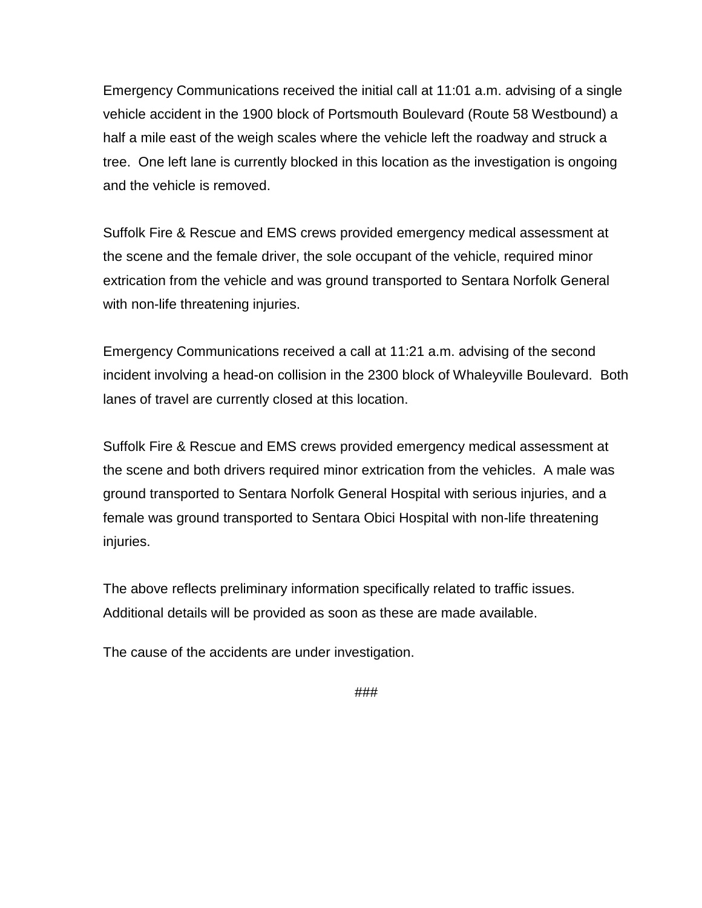Emergency Communications received the initial call at 11:01 a.m. advising of a single vehicle accident in the 1900 block of Portsmouth Boulevard (Route 58 Westbound) a half a mile east of the weigh scales where the vehicle left the roadway and struck a tree. One left lane is currently blocked in this location as the investigation is ongoing and the vehicle is removed.

Suffolk Fire & Rescue and EMS crews provided emergency medical assessment at the scene and the female driver, the sole occupant of the vehicle, required minor extrication from the vehicle and was ground transported to Sentara Norfolk General with non-life threatening injuries.

Emergency Communications received a call at 11:21 a.m. advising of the second incident involving a head-on collision in the 2300 block of Whaleyville Boulevard. Both lanes of travel are currently closed at this location.

Suffolk Fire & Rescue and EMS crews provided emergency medical assessment at the scene and both drivers required minor extrication from the vehicles. A male was ground transported to Sentara Norfolk General Hospital with serious injuries, and a female was ground transported to Sentara Obici Hospital with non-life threatening injuries.

The above reflects preliminary information specifically related to traffic issues. Additional details will be provided as soon as these are made available.

The cause of the accidents are under investigation.

###